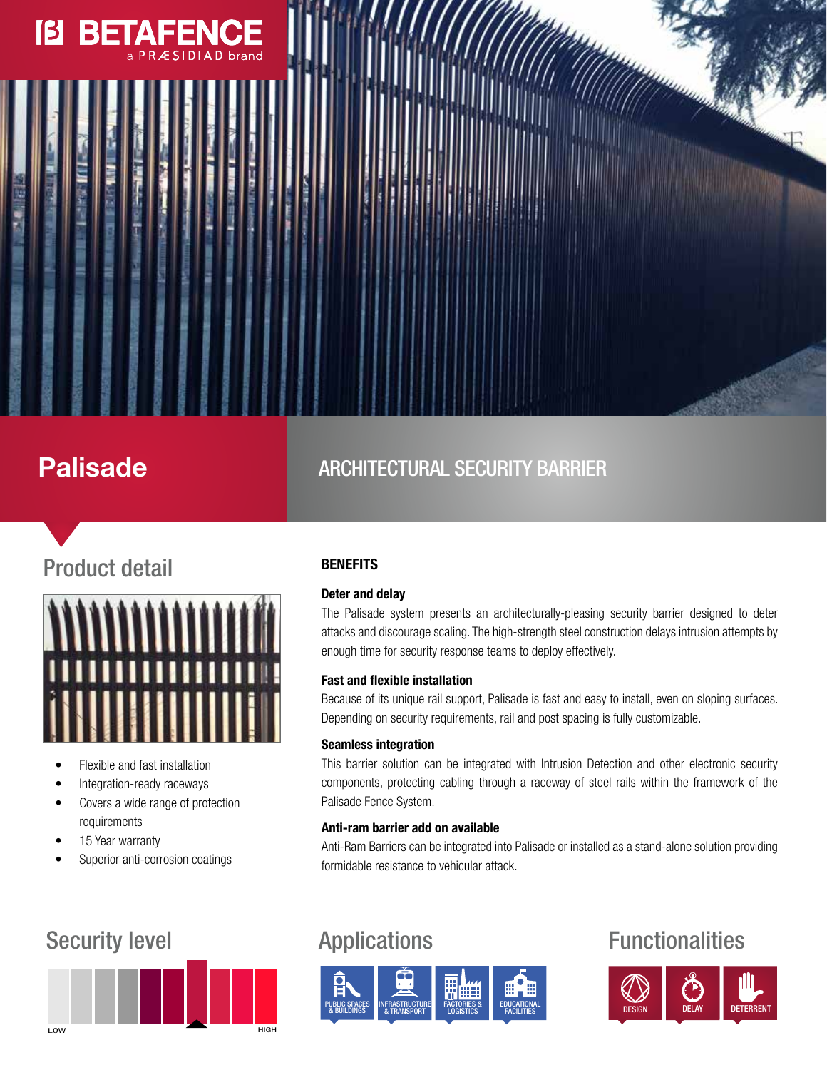BETAFENCE

a PRÆSIDIAD brand

# Palisade

## ARCHITECTURAL SECURITY BARRIER

## Product detail

- Flexible and fast installation
- Integration-ready raceways
- Covers a wide range of protection requirements
- 15 Year warranty
- Superior anti-corrosion coatings

### BENEFITS

**Deter and delay**

The Palisade system presents an architecturally-pleasing security barrier designed to deter attacks and discourage scaling. The high-strength steel construction delays intrusion attempts by enough time for security response teams to deploy effectively.

**Fast and flexible installation**

Because of its unique rail support, Palisade is fast and easy to install, even on sloping surfaces. Depending on security requirements, rail and post spacing is fully customizable.

**Seamless integration**

This barrier solution can be integrated with Intrusion Detection and other electronic security components, protecting cabling through a raceway of steel rails within the framework of the Palisade Fence System.

**Anti-ram barrier add on available**

Anti-Ram Barriers can be integrated into Palisade or installed as a stand-alone solution providing formidable resistance to vehicular attack.

## Security level

LOW

HIGH

## Applications

PUBLIC SPACES & BUILDINGS

INFRASTRUCTURE & TRANSPORT

FACTORIES & LOGISTICS

EDUCATIONAL FACILITIES

## Functionalities

DESIGN

DELAY

DETERRENT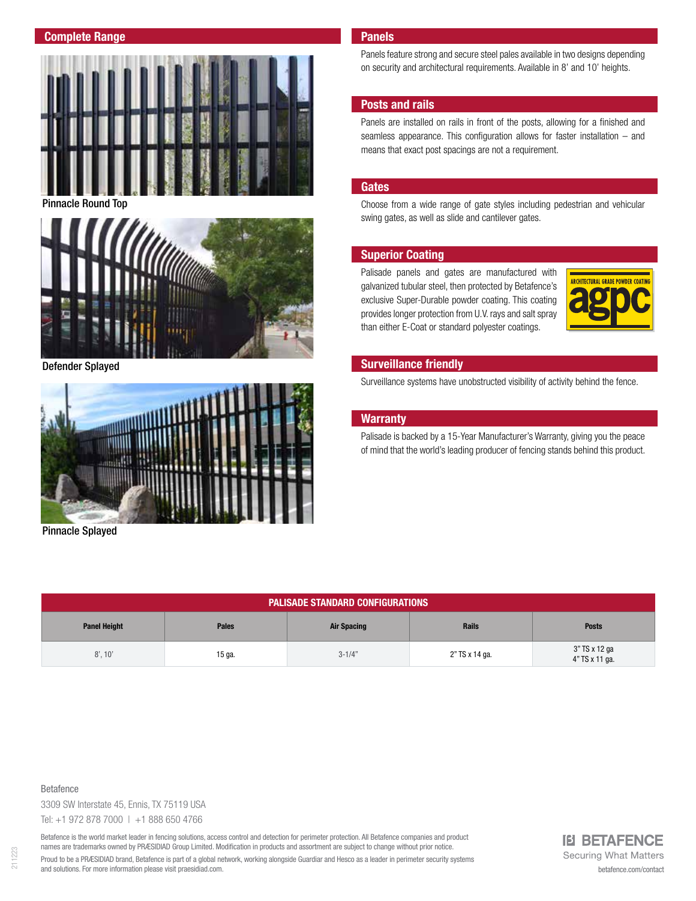## Complete Range

Pinnacle Round Top

Defender Splayed

Pinnacle Splayed

## Panels

Panels feature strong and secure steel pales available in two designs depending on security and architectural requirements. Available in 8' and 10' heights.

## Posts and rails

Panels are installed on rails in front of the posts, allowing for a finished and seamless appearance. This configuration allows for faster installation – and means that exact post spacings are not a requirement.

## Gates

Choose from a wide range of gate styles including pedestrian and vehicular swing gates, as well as slide and cantilever gates.

## Superior Coating

Palisade panels and gates are manufactured with galvanized tubular steel, then protected by Betafence's exclusive Super-Durable powder coating. This coating provides longer protection from U.V. rays and salt spray than either E-Coat or standard polyester coatings.

ARCHITECTURAL GRADE POWDER COATING
agpc

## Surveillance friendly

Surveillance systems have unobstructed visibility of activity behind the fence.

## Warranty

Palisade is backed by a 15-Year Manufacturer's Warranty, giving you the peace of mind that the world's leading producer of fencing stands behind this product.

**PALISADE STANDARD CONFIGURATIONS**

| Panel Height | Pales | Air Spacing | Rails | Posts |
|---|---|---|---|---|
| 8', 10' | 15 ga. | 3-1/4" | 2" TS x 14 ga. | 3" TS x 12 ga<br>4" TS x 11 ga. |

Betafence
3309 SW Interstate 45, Ennis, TX 75119 USA
Tel: +1 972 878 7000 | +1 888 650 4766

Betafence is the world market leader in fencing solutions, access control and detection for perimeter protection. All Betafence companies and product names are trademarks owned by PRÆSIDIAD Group Limited. Modification in products and assortment are subject to change without prior notice.

Proud to be a PRÆSIDIAD brand, Betafence is part of a global network, working alongside Guardian and Hesco as a leader in perimeter security systems and solutions. For more information please visit praesidiad.com.

BETAFENCE
Securing What Matters
betafence.com/contact

211223